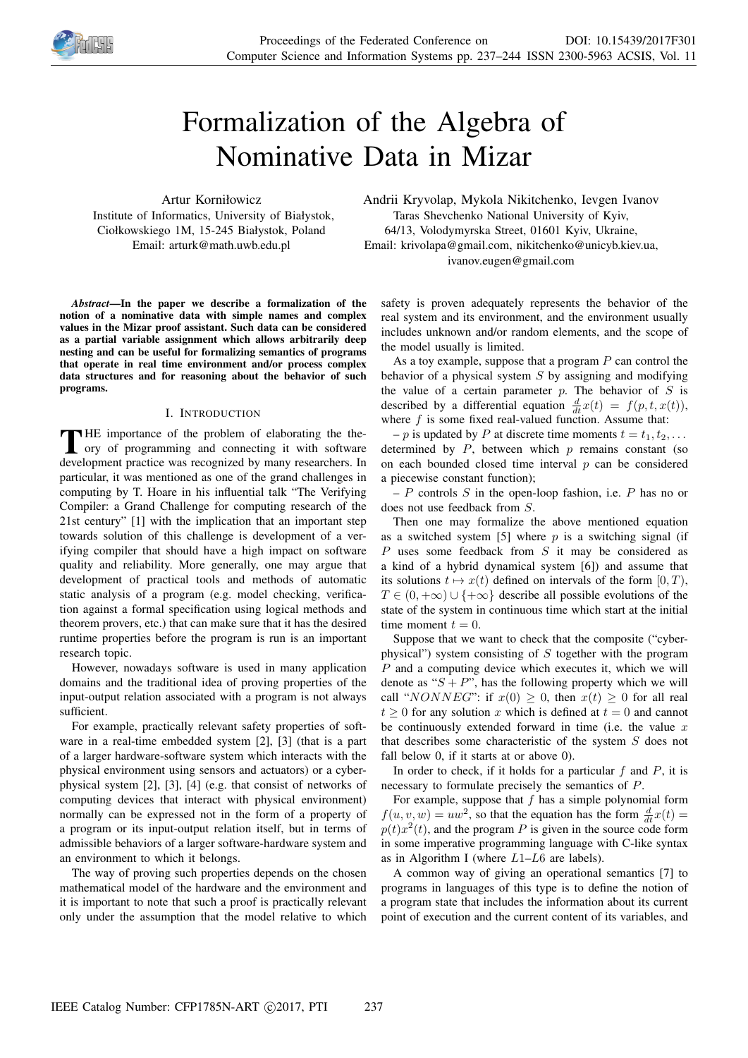# Formalization of the Algebra of Nominative Data in Mizar

Artur Korniłowicz
Institute of Informatics, University of Białystok,
Ciołkowskiego 1M, 15-245 Białystok, Poland
Email: arturk@math.uwb.edu.pl

Andrii Kryvolap, Mykola Nikitchenko, Ievgen Ivanov
Taras Shevchenko National University of Kyiv,
64/13, Volodymyrska Street, 01601 Kyiv, Ukraine,
Email: krivolapa@gmail.com, nikitchenko@unicyb.kiev.ua,
ivanov.eugen@gmail.com

***Abstract*—In the paper we describe a formalization of the notion of a nominative data with simple names and complex values in the Mizar proof assistant. Such data can be considered as a partial variable assignment which allows arbitrarily deep nesting and can be useful for formalizing semantics of programs that operate in real time environment and/or process complex data structures and for reasoning about the behavior of such programs.**

## I. Introduction

The importance of the problem of elaborating the theory of programming and connecting it with software development practice was recognized by many researchers. In particular, it was mentioned as one of the grand challenges in computing by T. Hoare in his influential talk "The Verifying Compiler: a Grand Challenge for computing research of the 21st century" [1] with the implication that an important step towards solution of this challenge is development of a verifying compiler that should have a high impact on software quality and reliability. More generally, one may argue that development of practical tools and methods of automatic static analysis of a program (e.g. model checking, verification against a formal specification using logical methods and theorem provers, etc.) that can make sure that it has the desired runtime properties before the program is run is an important research topic.

However, nowadays software is used in many application domains and the traditional idea of proving properties of the input-output relation associated with a program is not always sufficient.

For example, practically relevant safety properties of software in a real-time embedded system [2], [3] (that is a part of a larger hardware-software system which interacts with the physical environment using sensors and actuators) or a cyber-physical system [2], [3], [4] (e.g. that consist of networks of computing devices that interact with physical environment) normally can be expressed not in the form of a property of a program or its input-output relation itself, but in terms of admissible behaviors of a larger software-hardware system and an environment to which it belongs.

The way of proving such properties depends on the chosen mathematical model of the hardware and the environment and it is important to note that such a proof is practically relevant only under the assumption that the model relative to which safety is proven adequately represents the behavior of the real system and its environment, and the environment usually includes unknown and/or random elements, and the scope of the model usually is limited.

As a toy example, suppose that a program $P$ can control the behavior of a physical system $S$ by assigning and modifying the value of a certain parameter $p$. The behavior of $S$ is described by a differential equation $\frac{d}{dt}x(t) = f(p, t, x(t))$, where $f$ is some fixed real-valued function. Assume that:

– $p$ is updated by $P$ at discrete time moments $t = t_1, t_2, \ldots$ determined by $P$, between which $p$ remains constant (so on each bounded closed time interval $p$ can be considered a piecewise constant function);

– $P$ controls $S$ in the open-loop fashion, i.e. $P$ has no or does not use feedback from $S$.

Then one may formalize the above mentioned equation as a switched system [5] where $p$ is a switching signal (if $P$ uses some feedback from $S$ it may be considered as a kind of a hybrid dynamical system [6]) and assume that its solutions $t \mapsto x(t)$ defined on intervals of the form $[0, T)$, $T \in (0, +\infty) \cup \{+\infty\}$ describe all possible evolutions of the state of the system in continuous time which start at the initial time moment $t = 0$.

Suppose that we want to check that the composite ("cyber-physical") system consisting of $S$ together with the program $P$ and a computing device which executes it, which we will denote as "$S + P$", has the following property which we will call "$NONNEG$": if $x(0) \geq 0$, then $x(t) \geq 0$ for all real $t \geq 0$ for any solution $x$ which is defined at $t = 0$ and cannot be continuously extended forward in time (i.e. the value $x$ that describes some characteristic of the system $S$ does not fall below 0, if it starts at or above 0).

In order to check, if it holds for a particular $f$ and $P$, it is necessary to formulate precisely the semantics of $P$.

For example, suppose that $f$ has a simple polynomial form $f(u, v, w) = uw^2$, so that the equation has the form $\frac{d}{dt}x(t) = p(t)x^2(t)$, and the program $P$ is given in the source code form in some imperative programming language with C-like syntax as in Algorithm I (where $L1$–$L6$ are labels).

A common way of giving an operational semantics [7] to programs in languages of this type is to define the notion of a program state that includes the information about its current point of execution and the current content of its variables, and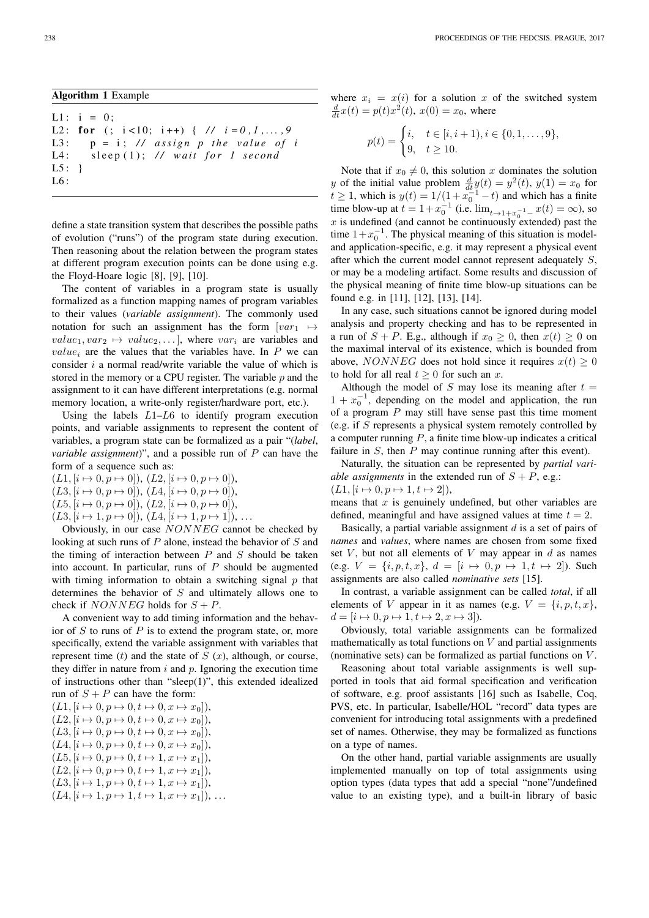**Algorithm 1** Example

```
L1: i = 0;
L2: for (; i<10; i++) { // i=0,1,...,9
L3:   p = i; // assign p the value of i
L4:   sleep(1); // wait for 1 second
L5: }
L6:
```

define a state transition system that describes the possible paths of evolution ("runs") of the program state during execution. Then reasoning about the relation between the program states at different program execution points can be done using e.g. the Floyd-Hoare logic [8], [9], [10].

The content of variables in a program state is usually formalized as a function mapping names of program variables to their values (*variable assignment*). The commonly used notation for such an assignment has the form $[var_1 \mapsto value_1, var_2 \mapsto value_2, \ldots]$, where $var_i$ are variables and $value_i$ are the values that the variables have. In $P$ we can consider $i$ a normal read/write variable the value of which is stored in the memory or a CPU register. The variable $p$ and the assignment to it can have different interpretations (e.g. normal memory location, a write-only register/hardware port, etc.).

Using the labels $L1$–$L6$ to identify program execution points, and variable assignments to represent the content of variables, a program state can be formalized as a pair "(*label*, *variable assignment*)", and a possible run of $P$ can have the form of a sequence such as:

$(L1, [i \mapsto 0, p \mapsto 0])$, $(L2, [i \mapsto 0, p \mapsto 0])$,
$(L3, [i \mapsto 0, p \mapsto 0])$, $(L4, [i \mapsto 0, p \mapsto 0])$,
$(L5, [i \mapsto 0, p \mapsto 0])$, $(L2, [i \mapsto 0, p \mapsto 0])$,
$(L3, [i \mapsto 1, p \mapsto 0])$, $(L4, [i \mapsto 1, p \mapsto 1])$, ...

Obviously, in our case $NONNEG$ cannot be checked by looking at such runs of $P$ alone, instead the behavior of $S$ and the timing of interaction between $P$ and $S$ should be taken into account. In particular, runs of $P$ should be augmented with timing information to obtain a switching signal $p$ that determines the behavior of $S$ and ultimately allows one to check if $NONNEG$ holds for $S + P$.

A convenient way to add timing information and the behavior of $S$ to runs of $P$ is to extend the program state, or, more specifically, extend the variable assignment with variables that represent time ($t$) and the state of $S$ ($x$), although, or course, they differ in nature from $i$ and $p$. Ignoring the execution time of instructions other than "sleep(1)", this extended idealized run of $S + P$ can have the form:

$(L1, [i \mapsto 0, p \mapsto 0, t \mapsto 0, x \mapsto x_0])$,
$(L2, [i \mapsto 0, p \mapsto 0, t \mapsto 0, x \mapsto x_0])$,
$(L3, [i \mapsto 0, p \mapsto 0, t \mapsto 0, x \mapsto x_0])$,
$(L4, [i \mapsto 0, p \mapsto 0, t \mapsto 0, x \mapsto x_0])$,
$(L5, [i \mapsto 0, p \mapsto 0, t \mapsto 1, x \mapsto x_1])$,
$(L2, [i \mapsto 0, p \mapsto 0, t \mapsto 1, x \mapsto x_1])$,
$(L3, [i \mapsto 1, p \mapsto 0, t \mapsto 1, x \mapsto x_1])$,
$(L4, [i \mapsto 1, p \mapsto 1, t \mapsto 1, x \mapsto x_1])$, ...

where $x_i = x(i)$ for a solution $x$ of the switched system $\frac{d}{dt}x(t) = p(t)x^2(t)$, $x(0) = x_0$, where

$$p(t) = \begin{cases} i, & t \in [i, i+1), i \in \{0, 1, \ldots, 9\}, \\ 9, & t \geq 10. \end{cases}$$

Note that if $x_0 \neq 0$, this solution $x$ dominates the solution $y$ of the initial value problem $\frac{d}{dt}y(t) = y^2(t)$, $y(1) = x_0$ for $t \geq 1$, which is $y(t) = 1/(1 + x_0^{-1} - t)$ and which has a finite time blow-up at $t = 1 + x_0^{-1}$ (i.e. $\lim_{t \to 1 + x_0^{-1}-} x(t) = \infty$), so $x$ is undefined (and cannot be continuously extended) past the time $1 + x_0^{-1}$. The physical meaning of this situation is model- and application-specific, e.g. it may represent a physical event after which the current model cannot represent adequately $S$, or may be a modeling artifact. Some results and discussion of the physical meaning of finite time blow-up situations can be found e.g. in [11], [12], [13], [14].

In any case, such situations cannot be ignored during model analysis and property checking and has to be represented in a run of $S + P$. E.g., although if $x_0 \geq 0$, then $x(t) \geq 0$ on the maximal interval of its existence, which is bounded from above, $NONNEG$ does not hold since it requires $x(t) \geq 0$ to hold for all real $t \geq 0$ for such an $x$.

Although the model of $S$ may lose its meaning after $t = 1 + x_0^{-1}$, depending on the model and application, the run of a program $P$ may still have sense past this time moment (e.g. if $S$ represents a physical system remotely controlled by a computer running $P$, a finite time blow-up indicates a critical failure in $S$, then $P$ may continue running after this event).

Naturally, the situation can be represented by *partial variable assignments* in the extended run of $S + P$, e.g.:
$(L1, [i \mapsto 0, p \mapsto 1, t \mapsto 2])$,
means that $x$ is genuinely undefined, but other variables are defined, meaningful and have assigned values at time $t = 2$.

Basically, a partial variable assignment $d$ is a set of pairs of *names* and *values*, where names are chosen from some fixed set $V$, but not all elements of $V$ may appear in $d$ as names (e.g. $V = \{i, p, t, x\}$, $d = [i \mapsto 0, p \mapsto 1, t \mapsto 2]$). Such assignments are also called *nominative sets* [15].

In contrast, a variable assignment can be called *total*, if all elements of $V$ appear in it as names (e.g. $V = \{i, p, t, x\}$, $d = [i \mapsto 0, p \mapsto 1, t \mapsto 2, x \mapsto 3]$).

Obviously, total variable assignments can be formalized mathematically as total functions on $V$ and partial assignments (nominative sets) can be formalized as partial functions on $V$.

Reasoning about total variable assignments is well supported in tools that aid formal specification and verification of software, e.g. proof assistants [16] such as Isabelle, Coq, PVS, etc. In particular, Isabelle/HOL "record" data types are convenient for introducing total assignments with a predefined set of names. Otherwise, they may be formalized as functions on a type of names.

On the other hand, partial variable assignments are usually implemented manually on top of total assignments using option types (data types that add a special "none"/undefined value to an existing type), and a built-in library of basic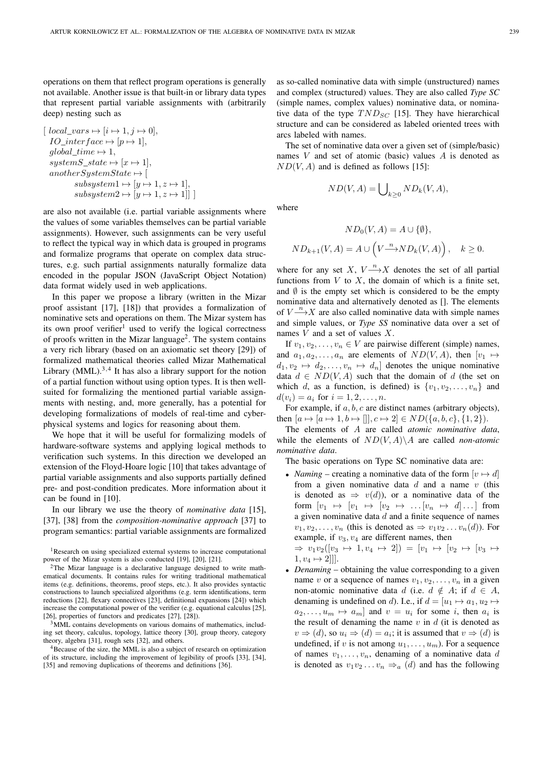operations on them that reflect program operations is generally not available. Another issue is that built-in or library data types that represent partial variable assignments with (arbitrarily deep) nesting such as

$$
\begin{aligned}
[\ & local\_vars \mapsto [i \mapsto 1, j \mapsto 0], \\
& IO\_interface \mapsto [p \mapsto 1], \\
& global\_time \mapsto 1, \\
& systemS\_state \mapsto [x \mapsto 1], \\
& anotherSystemState \mapsto [ \\
& \qquad subsystem1 \mapsto [y \mapsto 1, z \mapsto 1], \\
& \qquad subsystem2 \mapsto [y \mapsto 1, z \mapsto 1]]\ ]
\end{aligned}
$$

are also not available (i.e. partial variable assignments where the values of some variables themselves can be partial variable assignments). However, such assignments can be very useful to reflect the typical way in which data is grouped in programs and formalize programs that operate on complex data structures, e.g. such partial assignments naturally formalize data encoded in the popular JSON (JavaScript Object Notation) data format widely used in web applications.

In this paper we propose a library (written in the Mizar proof assistant [17], [18]) that provides a formalization of nominative sets and operations on them. The Mizar system has its own proof verifier[1] used to verify the logical correctness of proofs written in the Mizar language[2]. The system contains a very rich library (based on an axiomatic set theory [29]) of formalized mathematical theories called Mizar Mathematical Library (MML).[3,4] It has also a library support for the notion of a partial function without using option types. It is then well-suited for formalizing the mentioned partial variable assignments with nesting, and, more generally, has a potential for developing formalizations of models of real-time and cyber-physical systems and logics for reasoning about them.

We hope that it will be useful for formalizing models of hardware-software systems and applying logical methods to verification such systems. In this direction we developed an extension of the Floyd-Hoare logic [10] that takes advantage of partial variable assignments and also supports partially defined pre- and post-condition predicates. More information about it can be found in [10].

In our library we use the theory of *nominative data* [15], [37], [38] from the *composition-nominative approach* [37] to program semantics: partial variable assignments are formalized as so-called nominative data with simple (unstructured) names and complex (structured) values. They are also called *Type SC* (simple names, complex values) nominative data, or nominative data of the type $TND_{SC}$ [15]. They have hierarchical structure and can be considered as labeled oriented trees with arcs labeled with names.

The set of nominative data over a given set of (simple/basic) names $V$ and set of atomic (basic) values $A$ is denoted as $ND(V, A)$ and is defined as follows [15]:

$$ND(V, A) = \bigcup_{k \geq 0} ND_k(V, A),$$

where

$$ND_0(V, A) = A \cup \{\emptyset\},$$

$$ND_{k+1}(V, A) = A \cup \left(V \xrightarrow{n} ND_k(V, A)\right), \quad k \geq 0.$$

where for any set $X$, $V \xrightarrow{n} X$ denotes the set of all partial functions from $V$ to $X$, the domain of which is a finite set, and $\emptyset$ is the empty set which is considered to be the empty nominative data and alternatively denoted as $[]$. The elements of $V \xrightarrow{n} X$ are also called nominative data with simple names and simple values, or *Type SS* nominative data over a set of names $V$ and a set of values $X$.

If $v_1, v_2, \ldots, v_n \in V$ are pairwise different (simple) names, and $a_1, a_2, \ldots, a_n$ are elements of $ND(V, A)$, then $[v_1 \mapsto d_1, v_2 \mapsto d_2, \ldots, v_n \mapsto d_n]$ denotes the unique nominative data $d \in ND(V, A)$ such that the domain of $d$ (the set on which $d$, as a function, is defined) is $\{v_1, v_2, \ldots, v_n\}$ and $d(v_i) = a_i$ for $i = 1, 2, \ldots, n$.

For example, if $a, b, c$ are distinct names (arbitrary objects), then $[a \mapsto [a \mapsto 1, b \mapsto []], c \mapsto 2] \in ND(\{a, b, c\}, \{1, 2\})$.

The elements of $A$ are called *atomic nominative data*, while the elements of $ND(V, A) \backslash A$ are called *non-atomic nominative data*.

The basic operations on Type SC nominative data are:

- *Naming* – creating a nominative data of the form $[v \mapsto d]$ from a given nominative data $d$ and a name $v$ (this is denoted as $\Rightarrow v(d)$), or a nominative data of the form $[v_1 \mapsto [v_1 \mapsto [v_2 \mapsto \ldots [v_n \mapsto d] \ldots]$ from a given nominative data $d$ and a finite sequence of names $v_1, v_2, \ldots, v_n$ (this is denoted as $\Rightarrow v_1 v_2 \ldots v_n(d)$). For example, if $v_3, v_4$ are different names, then $\Rightarrow v_1 v_2([v_3 \mapsto 1, v_4 \mapsto 2]) = [v_1 \mapsto [v_2 \mapsto [v_3 \mapsto 1, v_4 \mapsto 2]]]$.
- *Denaming* – obtaining the value corresponding to a given name $v$ or a sequence of names $v_1, v_2, \ldots, v_n$ in a given non-atomic nominative data $d$ (i.e. $d \notin A$; if $d \in A$, denaming is undefined on $d$). I.e., if $d = [u_1 \mapsto a_1, u_2 \mapsto a_2, \ldots, u_m \mapsto a_m]$ and $v = u_i$ for some $i$, then $a_i$ is the result of denaming the name $v$ in $d$ (it is denoted as $v \Rightarrow (d)$, so $u_i \Rightarrow (d) = a_i$; it is assumed that $v \Rightarrow (d)$ is undefined, if $v$ is not among $u_1, \ldots, u_m$). For a sequence of names $v_1, \ldots, v_n$, denaming of a nominative data $d$ is denoted as $v_1 v_2 \ldots v_n \Rightarrow_a (d)$ and has the following

---

[1] Research on using specialized external systems to increase computational power of the Mizar system is also conducted [19], [20], [21].

[2] The Mizar language is a declarative language designed to write mathematical documents. It contains rules for writing traditional mathematical items (e.g. definitions, theorems, proof steps, etc.). It also provides syntactic constructions to launch specialized algorithms (e.g. term identifications, term reductions [22], flexary connectives [23], definitional expansions [24]) which increase the computational power of the verifier (e.g. equational calculus [25], [26], properties of functors and predicates [27], [28]).

[3] MML contains developments on various domains of mathematics, including set theory, calculus, topology, lattice theory [30], group theory, category theory, algebra [31], rough sets [32], and others.

[4] Because of the size, the MML is also a subject of research on optimization of its structure, including the improvement of legibility of proofs [33], [34], [35] and removing duplications of theorems and definitions [36].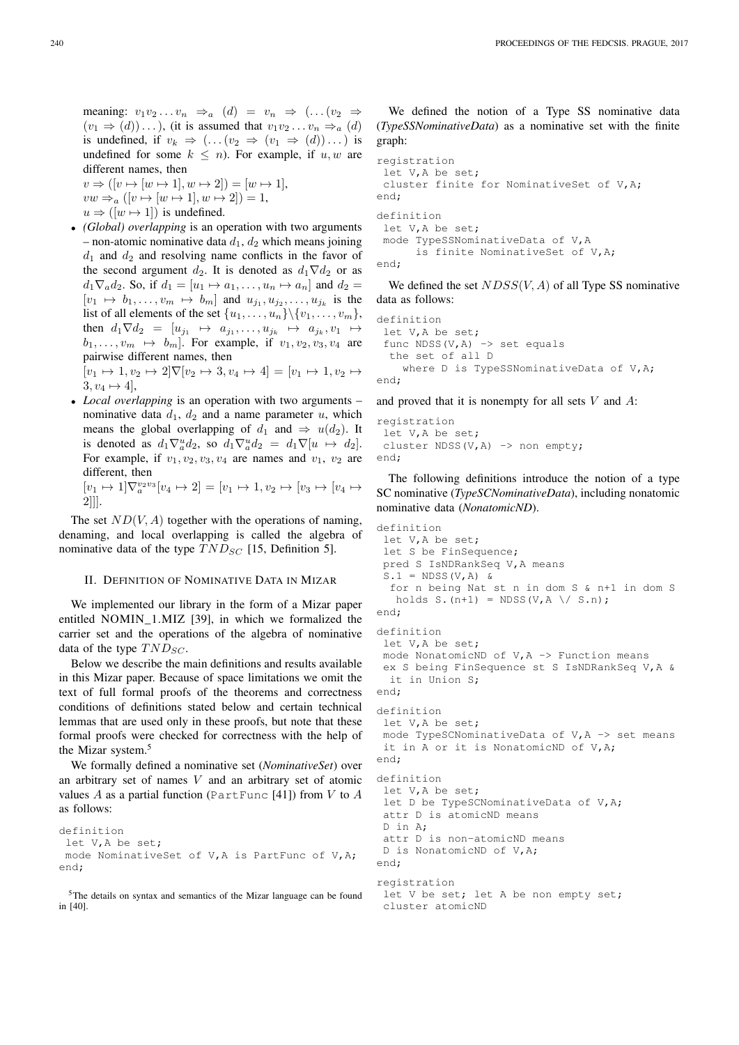meaning: $v_1 v_2 \ldots v_n \Rightarrow_a (d) = v_n \Rightarrow (\ldots(v_2 \Rightarrow (v_1 \Rightarrow (d))\ldots)$, (it is assumed that $v_1 v_2 \ldots v_n \Rightarrow_a (d)$ is undefined, if $v_k \Rightarrow (\ldots(v_2 \Rightarrow (v_1 \Rightarrow (d))\ldots)$ is undefined for some $k \leq n$). For example, if $u, w$ are different names, then
$v \Rightarrow ([v \mapsto [w \mapsto 1], w \mapsto 2]) = [w \mapsto 1]$,
$vw \Rightarrow_a ([v \mapsto [w \mapsto 1], w \mapsto 2]) = 1$,
$u \Rightarrow ([w \mapsto 1])$ is undefined.

- *(Global) overlapping* is an operation with two arguments – non-atomic nominative data $d_1$, $d_2$ which means joining $d_1$ and $d_2$ and resolving name conflicts in the favor of the second argument $d_2$. It is denoted as $d_1 \nabla d_2$ or as $d_1 \nabla_a d_2$. So, if $d_1 = [u_1 \mapsto a_1, \ldots, u_n \mapsto a_n]$ and $d_2 = [v_1 \mapsto b_1, \ldots, v_m \mapsto b_m]$ and $u_{j_1}, u_{j_2}, \ldots, u_{j_k}$ is the list of all elements of the set $\{u_1, \ldots, u_n\} \backslash \{v_1, \ldots, v_m\}$, then $d_1 \nabla d_2 = [u_{j_1} \mapsto a_{j_1}, \ldots, u_{j_k} \mapsto a_{j_k}, v_1 \mapsto b_1, \ldots, v_m \mapsto b_m]$. For example, if $v_1, v_2, v_3, v_4$ are pairwise different names, then
$[v_1 \mapsto 1, v_2 \mapsto 2] \nabla [v_2 \mapsto 3, v_4 \mapsto 4] = [v_1 \mapsto 1, v_2 \mapsto 3, v_4 \mapsto 4]$,
- *Local overlapping* is an operation with two arguments – nominative data $d_1$, $d_2$ and a name parameter $u$, which means the global overlapping of $d_1$ and $\Rightarrow u(d_2)$. It is denoted as $d_1 \nabla_a^u d_2$, so $d_1 \nabla_a^u d_2 = d_1 \nabla [u \mapsto d_2]$. For example, if $v_1, v_2, v_3, v_4$ are names and $v_1$, $v_2$ are different, then
$[v_1 \mapsto 1] \nabla_a^{v_2 v_3} [v_4 \mapsto 2] = [v_1 \mapsto 1, v_2 \mapsto [v_3 \mapsto [v_4 \mapsto 2]]]$.

The set $ND(V, A)$ together with the operations of naming, denaming, and local overlapping is called the algebra of nominative data of the type $TND_{SC}$ [15, Definition 5].

## II. Definition of Nominative Data in Mizar

We implemented our library in the form of a Mizar paper entitled NOMIN_1.MIZ [39], in which we formalized the carrier set and the operations of the algebra of nominative data of the type $TND_{SC}$.

Below we describe the main definitions and results available in this Mizar paper. Because of space limitations we omit the text of full formal proofs of the theorems and correctness conditions of definitions stated below and certain technical lemmas that are used only in these proofs, but note that these formal proofs were checked for correctness with the help of the Mizar system.[5]

We formally defined a nominative set (*NominativeSet*) over an arbitrary set of names $V$ and an arbitrary set of atomic values $A$ as a partial function (`PartFunc` [41]) from $V$ to $A$ as follows:

```
definition
 let V,A be set;
 mode NominativeSet of V,A is PartFunc of V,A;
end;
```

We defined the notion of a Type SS nominative data (*TypeSSNominativeData*) as a nominative set with the finite graph:

```
registration
 let V,A be set;
 cluster finite for NominativeSet of V,A;
end;

definition
 let V,A be set;
 mode TypeSSNominativeData of V,A
      is finite NominativeSet of V,A;
end;
```

We defined the set $NDSS(V, A)$ of all Type SS nominative data as follows:

```
definition
 let V,A be set;
 func NDSS(V,A) -> set equals
  the set of all D
    where D is TypeSSNominativeData of V,A;
end;
```

and proved that it is nonempty for all sets $V$ and $A$:

```
registration
 let V,A be set;
 cluster NDSS(V,A) -> non empty;
end;
```

The following definitions introduce the notion of a type SC nominative (*TypeSCNominativeData*), including nonatomic nominative data (*NonatomicND*).

```
definition
 let V,A be set;
 let S be FinSequence;
 pred S IsNDRankSeq V,A means
 S.1 = NDSS(V,A) &
  for n being Nat st n in dom S & n+1 in dom S
   holds S.(n+1) = NDSS(V,A \/ S.n);
end;

definition
 let V,A be set;
 mode NonatomicND of V,A -> Function means
 ex S being FinSequence st S IsNDRankSeq V,A &
  it in Union S;
end;

definition
 let V,A be set;
 mode TypeSCNominativeData of V,A -> set means
 it in A or it is NonatomicND of V,A;
end;

definition
 let V,A be set;
 let D be TypeSCNominativeData of V,A;
 attr D is atomicND means
 D in A;
 attr D is non-atomicND means
 D is NonatomicND of V,A;
end;

registration
 let V be set; let A be non empty set;
 cluster atomicND
```

[5] The details on syntax and semantics of the Mizar language can be found in [40].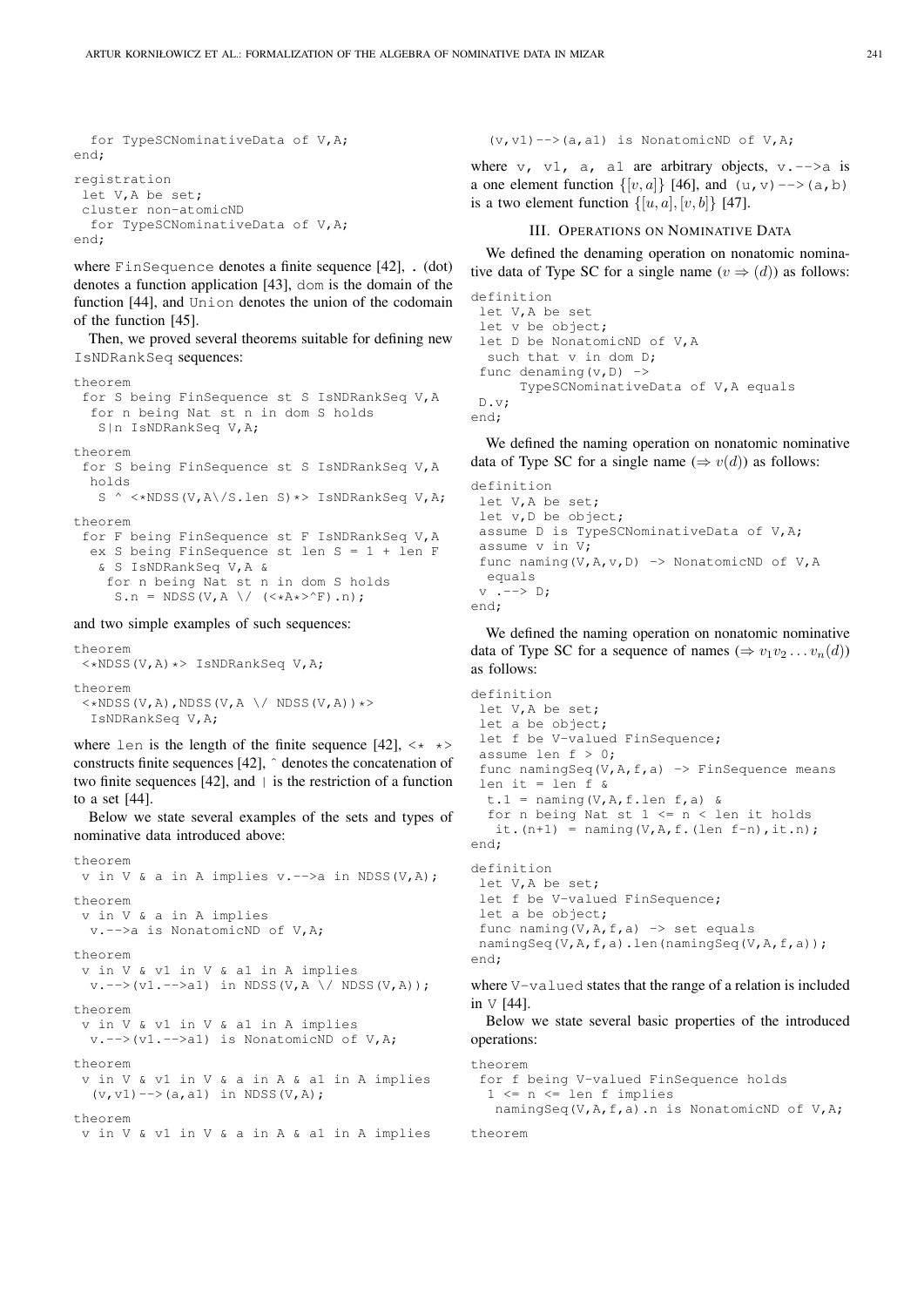```
  for TypeSCNominativeData of V,A;
end;
```

```
registration
 let V,A be set;
 cluster non-atomicND
  for TypeSCNominativeData of V,A;
end;
```

where FinSequence denotes a finite sequence [42], . (dot) denotes a function application [43], dom is the domain of the function [44], and Union denotes the union of the codomain of the function [45].

Then, we proved several theorems suitable for defining new IsNDRankSeq sequences:

```
theorem
 for S being FinSequence st S IsNDRankSeq V,A
  for n being Nat st n in dom S holds
   S|n IsNDRankSeq V,A;
```

```
theorem
 for S being FinSequence st S IsNDRankSeq V,A
  holds
   S ^ <*NDSS(V,A\/S.len S)*> IsNDRankSeq V,A;
```

```
theorem
 for F being FinSequence st F IsNDRankSeq V,A
  ex S being FinSequence st len S = 1 + len F
   & S IsNDRankSeq V,A &
    for n being Nat st n in dom S holds
     S.n = NDSS(V,A \/ (<*A*>^F).n);
```

and two simple examples of such sequences:

```
theorem
 <*NDSS(V,A)*> IsNDRankSeq V,A;
```

```
theorem
 <*NDSS(V,A),NDSS(V,A \/ NDSS(V,A))*>
  IsNDRankSeq V,A;
```

where len is the length of the finite sequence [42], <* *> constructs finite sequences [42], ^ denotes the concatenation of two finite sequences [42], and | is the restriction of a function to a set [44].

Below we state several examples of the sets and types of nominative data introduced above:

```
theorem
 v in V & a in A implies v.-->a in NDSS(V,A);
```

```
theorem
 v in V & a in A implies
  v.-->a is NonatomicND of V,A;
```

```
theorem
 v in V & v1 in V & a1 in A implies
  v.-->(v1.-->a1) in NDSS(V,A \/ NDSS(V,A));
```

```
theorem
 v in V & v1 in V & a1 in A implies
  v.-->(v1.-->a1) is NonatomicND of V,A;
```

```
theorem
 v in V & v1 in V & a in A & a1 in A implies
  (v,v1)-->(a,a1) in NDSS(V,A);
```

```
theorem
 v in V & v1 in V & a in A & a1 in A implies
  (v,v1)-->(a,a1) is NonatomicND of V,A;
```

where v, v1, a, a1 are arbitrary objects, v.-->a is a one element function $\{[v, a]\}$ [46], and (u,v)-->(a,b) is a two element function $\{[u, a], [v, b]\}$ [47].

## III. Operations on Nominative Data

We defined the denaming operation on nonatomic nominative data of Type SC for a single name ($v \Rightarrow (d)$) as follows:

```
definition
 let V,A be set
 let v be object;
 let D be NonatomicND of V,A
  such that v in dom D;
 func denaming(v,D) ->
      TypeSCNominativeData of V,A equals
 D.v;
end;
```

We defined the naming operation on nonatomic nominative data of Type SC for a single name ($\Rightarrow v(d)$) as follows:

```
definition
 let V,A be set;
 let v,D be object;
 assume D is TypeSCNominativeData of V,A;
 assume v in V;
 func naming(V,A,v,D) -> NonatomicND of V,A
  equals
 v .--> D;
end;
```

We defined the naming operation on nonatomic nominative data of Type SC for a sequence of names ($\Rightarrow v_1 v_2 \dots v_n(d)$) as follows:

```
definition
 let V,A be set;
 let a be object;
 let f be V-valued FinSequence;
 assume len f > 0;
 func namingSeq(V,A,f,a) -> FinSequence means
 len it = len f &
  t.1 = naming(V,A,f.len f,a) &
  for n being Nat st 1 <= n < len it holds
   it.(n+1) = naming(V,A,f.(len f-n),it.n);
end;
```

```
definition
 let V,A be set;
 let f be V-valued FinSequence;
 let a be object;
 func naming(V,A,f,a) -> set equals
 namingSeq(V,A,f,a).len(namingSeq(V,A,f,a));
end;
```

where V-valued states that the range of a relation is included in V [44].

Below we state several basic properties of the introduced operations:

```
theorem
 for f being V-valued FinSequence holds
  1 <= n <= len f implies
   namingSeq(V,A,f,a).n is NonatomicND of V,A;
```

```
theorem
```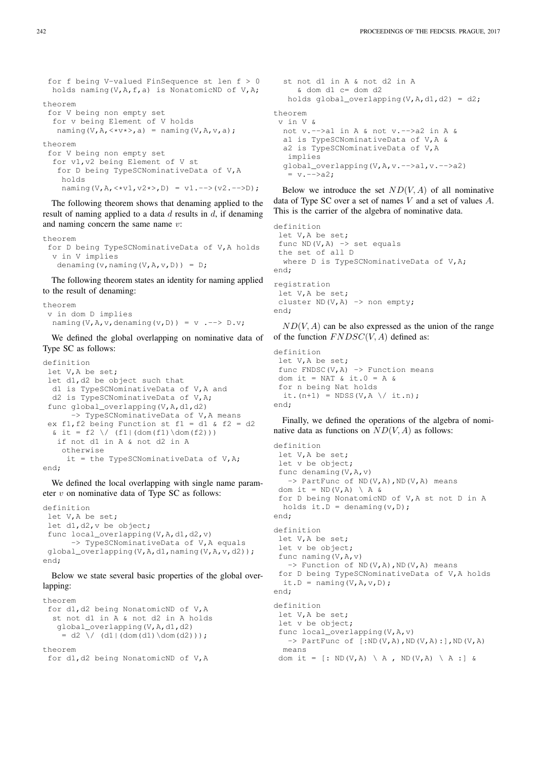```
for f being V-valued FinSequence st len f > 0
 holds naming(V,A,f,a) is NonatomicND of V,A;
```

```
theorem
 for V being non empty set
  for v being Element of V holds
   naming(V,A,<*v*>,a) = naming(V,A,v,a);
```

```
theorem
 for V being non empty set
  for v1,v2 being Element of V st
   for D being TypeSCNominativeData of V,A
    holds
     naming(V,A,<*v1,v2*>,D) = v1.-->(v2.-->D);
```

The following theorem shows that denaming applied to the result of naming applied to a data $d$ results in $d$, if denaming and naming concern the same name $v$:

```
theorem
 for D being TypeSCNominativeData of V,A holds
  v in V implies
   denaming(v,naming(V,A,v,D)) = D;
```

The following theorem states an identity for naming applied to the result of denaming:

```
theorem
 v in dom D implies
  naming(V,A,v,denaming(v,D)) = v .--> D.v;
```

We defined the global overlapping on nominative data of Type SC as follows:

```
definition
 let V,A be set;
 let d1,d2 be object such that
  d1 is TypeSCNominativeData of V,A and
  d2 is TypeSCNominativeData of V,A;
 func global_overlapping(V,A,d1,d2)
      -> TypeSCNominativeData of V,A means
 ex f1,f2 being Function st f1 = d1 & f2 = d2
  & it = f2 \/ (f1|(dom(f1)\dom(f2)))
   if not d1 in A & not d2 in A
    otherwise
     it = the TypeSCNominativeData of V,A;
end;
```

We defined the local overlapping with single name parameter $v$ on nominative data of Type SC as follows:

```
definition
 let V,A be set;
 let d1,d2,v be object;
 func local_overlapping(V,A,d1,d2,v)
      -> TypeSCNominativeData of V,A equals
 global_overlapping(V,A,d1,naming(V,A,v,d2));
end;
```

Below we state several basic properties of the global overlapping:

```
theorem
 for d1,d2 being NonatomicND of V,A
  st not d1 in A & not d2 in A holds
   global_overlapping(V,A,d1,d2)
    = d2 \/ (d1|(dom(d1)\dom(d2)));
```

```
theorem
 for d1,d2 being NonatomicND of V,A
  st not d1 in A & not d2 in A
     & dom d1 c= dom d2
   holds global_overlapping(V,A,d1,d2) = d2;
```

```
theorem
 v in V &
  not v.-->a1 in A & not v.-->a2 in A &
  a1 is TypeSCNominativeData of V,A &
  a2 is TypeSCNominativeData of V,A
   implies
  global_overlapping(V,A,v.-->a1,v.-->a2)
   = v.-->a2;
```

Below we introduce the set $ND(V,A)$ of all nominative data of Type SC over a set of names $V$ and a set of values $A$. This is the carrier of the algebra of nominative data.

```
definition
 let V,A be set;
 func ND(V,A) -> set equals
 the set of all D
  where D is TypeSCNominativeData of V,A;
end;
```

```
registration
 let V,A be set;
 cluster ND(V,A) -> non empty;
end;
```

$ND(V,A)$ can be also expressed as the union of the range of the function $FNDSC(V,A)$ defined as:

```
definition
 let V,A be set;
 func FNDSC(V,A) -> Function means
 dom it = NAT & it.0 = A &
 for n being Nat holds
  it.(n+1) = NDSS(V,A \/ it.n);
end;
```

Finally, we defined the operations of the algebra of nominative data as functions on $ND(V,A)$ as follows:

```
definition
 let V,A be set;
 let v be object;
 func denaming(V,A,v)
   -> PartFunc of ND(V,A),ND(V,A) means
 dom it = ND(V,A) \ A &
 for D being NonatomicND of V,A st not D in A
  holds it.D = denaming(v,D);
end;
```

```
definition
 let V,A be set;
 let v be object;
 func naming(V,A,v)
   -> Function of ND(V,A),ND(V,A) means
 for D being TypeSCNominativeData of V,A holds
  it.D = naming(V,A,v,D);
end;
```

```
definition
 let V,A be set;
 let v be object;
 func local_overlapping(V,A,v)
   -> PartFunc of [:ND(V,A),ND(V,A):],ND(V,A)
  means
 dom it = [: ND(V,A) \ A , ND(V,A) \ A :] &
```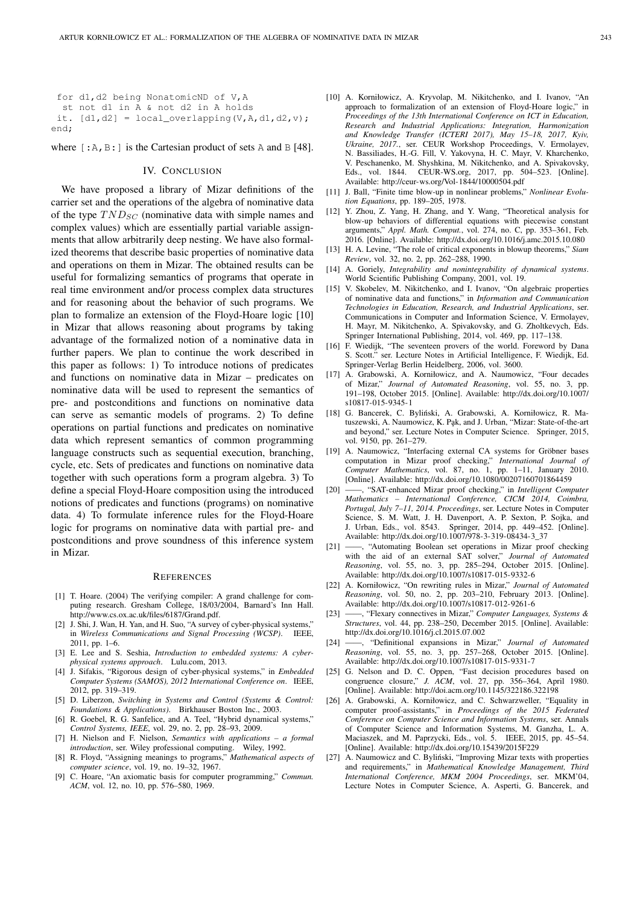```
for d1,d2 being NonatomicND of V,A
  st not d1 in A & not d2 in A holds
 it. [d1,d2] = local_overlapping(V,A,d1,d2,v);
end;
```

where [:A,B:] is the Cartesian product of sets A and B [48].

## IV. Conclusion

We have proposed a library of Mizar definitions of the carrier set and the operations of the algebra of nominative data of the type $TND_{SC}$ (nominative data with simple names and complex values) which are essentially partial variable assignments that allow arbitrarily deep nesting. We have also formalized theorems that describe basic properties of nominative data and operations on them in Mizar. The obtained results can be useful for formalizing semantics of programs that operate in real time environment and/or process complex data structures and for reasoning about the behavior of such programs. We plan to formalize an extension of the Floyd-Hoare logic [10] in Mizar that allows reasoning about programs by taking advantage of the formalized notion of a nominative data in further papers. We plan to continue the work described in this paper as follows: 1) To introduce notions of predicates and functions on nominative data in Mizar – predicates on nominative data will be used to represent the semantics of pre- and postconditions and functions on nominative data can serve as semantic models of programs. 2) To define operations on partial functions and predicates on nominative data which represent semantics of common programming language constructs such as sequential execution, branching, cycle, etc. Sets of predicates and functions on nominative data together with such operations form a program algebra. 3) To define a special Floyd-Hoare composition using the introduced notions of predicates and functions (programs) on nominative data. 4) To formulate inference rules for the Floyd-Hoare logic for programs on nominative data with partial pre- and postconditions and prove soundness of this inference system in Mizar.

## References

[1] T. Hoare. (2004) The verifying compiler: A grand challenge for computing research. Gresham College, 18/03/2004, Barnard's Inn Hall. http://www.cs.ox.ac.uk/files/6187/Grand.pdf.

[2] J. Shi, J. Wan, H. Yan, and H. Suo, "A survey of cyber-physical systems," in *Wireless Communications and Signal Processing (WCSP)*. IEEE, 2011, pp. 1–6.

[3] E. Lee and S. Seshia, *Introduction to embedded systems: A cyber-physical systems approach*. Lulu.com, 2013.

[4] J. Sifakis, "Rigorous design of cyber-physical systems," in *Embedded Computer Systems (SAMOS), 2012 International Conference on*. IEEE, 2012, pp. 319–319.

[5] D. Liberzon, *Switching in Systems and Control (Systems & Control: Foundations & Applications)*. Birkhauser Boston Inc., 2003.

[6] R. Goebel, R. G. Sanfelice, and A. Teel, "Hybrid dynamical systems," *Control Systems, IEEE*, vol. 29, no. 2, pp. 28–93, 2009.

[7] H. Nielson and F. Nielson, *Semantics with applications – a formal introduction*, ser. Wiley professional computing. Wiley, 1992.

[8] R. Floyd, "Assigning meanings to programs," *Mathematical aspects of computer science*, vol. 19, no. 19–32, 1967.

[9] C. Hoare, "An axiomatic basis for computer programming," *Commun. ACM*, vol. 12, no. 10, pp. 576–580, 1969.

[10] A. Korniłowicz, A. Kryvolap, M. Nikitchenko, and I. Ivanov, "An approach to formalization of an extension of Floyd-Hoare logic," in *Proceedings of the 13th International Conference on ICT in Education, Research and Industrial Applications: Integration, Harmonization and Knowledge Transfer (ICTERI 2017), May 15–18, 2017, Kyiv, Ukraine, 2017.*, ser. CEUR Workshop Proceedings, V. Ermolayev, N. Bassiliades, H.-G. Fill, V. Yakovyna, H. C. Mayr, V. Kharchenko, V. Peschanenko, M. Shyshkina, M. Nikitchenko, and A. Spivakovsky, Eds., vol. 1844. CEUR-WS.org, 2017, pp. 504–523. [Online]. Available: http://ceur-ws.org/Vol-1844/10000504.pdf

[11] J. Ball, "Finite time blow-up in nonlinear problems," *Nonlinear Evolution Equations*, pp. 189–205, 1978.

[12] Y. Zhou, Z. Yang, H. Zhang, and Y. Wang, "Theoretical analysis for blow-up behaviors of differential equations with piecewise constant arguments," *Appl. Math. Comput.*, vol. 274, no. C, pp. 353–361, Feb. 2016. [Online]. Available: http://dx.doi.org/10.1016/j.amc.2015.10.080

[13] H. A. Levine, "The role of critical exponents in blowup theorems," *Siam Review*, vol. 32, no. 2, pp. 262–288, 1990.

[14] A. Goriely, *Integrability and nonintegrability of dynamical systems*. World Scientific Publishing Company, 2001, vol. 19.

[15] V. Skobelev, M. Nikitchenko, and I. Ivanov, "On algebraic properties of nominative data and functions," in *Information and Communication Technologies in Education, Research, and Industrial Applications*, ser. Communications in Computer and Information Science, V. Ermolayev, H. Mayr, M. Nikitchenko, A. Spivakovsky, and G. Zholtkevych, Eds. Springer International Publishing, 2014, vol. 469, pp. 117–138.

[16] F. Wiedijk, "The seventeen provers of the world. Foreword by Dana S. Scott." ser. Lecture Notes in Artificial Intelligence, F. Wiedijk, Ed. Springer-Verlag Berlin Heidelberg, 2006, vol. 3600.

[17] A. Grabowski, A. Korniłowicz, and A. Naumowicz, "Four decades of Mizar," *Journal of Automated Reasoning*, vol. 55, no. 3, pp. 191–198, October 2015. [Online]. Available: http://dx.doi.org/10.1007/s10817-015-9345-1

[18] G. Bancerek, C. Byliński, A. Grabowski, A. Korniłowicz, R. Matuszewski, A. Naumowicz, K. Pąk, and J. Urban, "Mizar: State-of-the-art and beyond," ser. Lecture Notes in Computer Science. Springer, 2015, vol. 9150, pp. 261–279.

[19] A. Naumowicz, "Interfacing external CA systems for Gröbner bases computation in Mizar proof checking," *International Journal of Computer Mathematics*, vol. 87, no. 1, pp. 1–11, January 2010. [Online]. Available: http://dx.doi.org/10.1080/00207160701864459

[20] ——, "SAT-enhanced Mizar proof checking," in *Intelligent Computer Mathematics – International Conference, CICM 2014, Coimbra, Portugal, July 7–11, 2014. Proceedings*, ser. Lecture Notes in Computer Science, S. M. Watt, J. H. Davenport, A. P. Sexton, P. Sojka, and J. Urban, Eds., vol. 8543. Springer, 2014, pp. 449–452. [Online]. Available: http://dx.doi.org/10.1007/978-3-319-08434-3_37

[21] ——, "Automating Boolean set operations in Mizar proof checking with the aid of an external SAT solver," *Journal of Automated Reasoning*, vol. 55, no. 3, pp. 285–294, October 2015. [Online]. Available: http://dx.doi.org/10.1007/s10817-015-9332-6

[22] A. Korniłowicz, "On rewriting rules in Mizar," *Journal of Automated Reasoning*, vol. 50, no. 2, pp. 203–210, February 2013. [Online]. Available: http://dx.doi.org/10.1007/s10817-012-9261-6

[23] ——, "Flexary connectives in Mizar," *Computer Languages, Systems & Structures*, vol. 44, pp. 238–250, December 2015. [Online]. Available: http://dx.doi.org/10.1016/j.cl.2015.07.002

[24] ——, "Definitional expansions in Mizar," *Journal of Automated Reasoning*, vol. 55, no. 3, pp. 257–268, October 2015. [Online]. Available: http://dx.doi.org/10.1007/s10817-015-9331-7

[25] G. Nelson and D. C. Oppen, "Fast decision procedures based on congruence closure," *J. ACM*, vol. 27, pp. 356–364, April 1980. [Online]. Available: http://doi.acm.org/10.1145/322186.322198

[26] A. Grabowski, A. Korniłowicz, and C. Schwarzweller, "Equality in computer proof-assistants," in *Proceedings of the 2015 Federated Conference on Computer Science and Information Systems*, ser. Annals of Computer Science and Information Systems, M. Ganzha, L. A. Maciaszek, and M. Paprzycki, Eds., vol. 5. IEEE, 2015, pp. 45–54. [Online]. Available: http://dx.doi.org/10.15439/2015F229

[27] A. Naumowicz and C. Byliński, "Improving Mizar texts with properties and requirements," in *Mathematical Knowledge Management, Third International Conference, MKM 2004 Proceedings*, ser. MKM'04, Lecture Notes in Computer Science, A. Asperti, G. Bancerek, and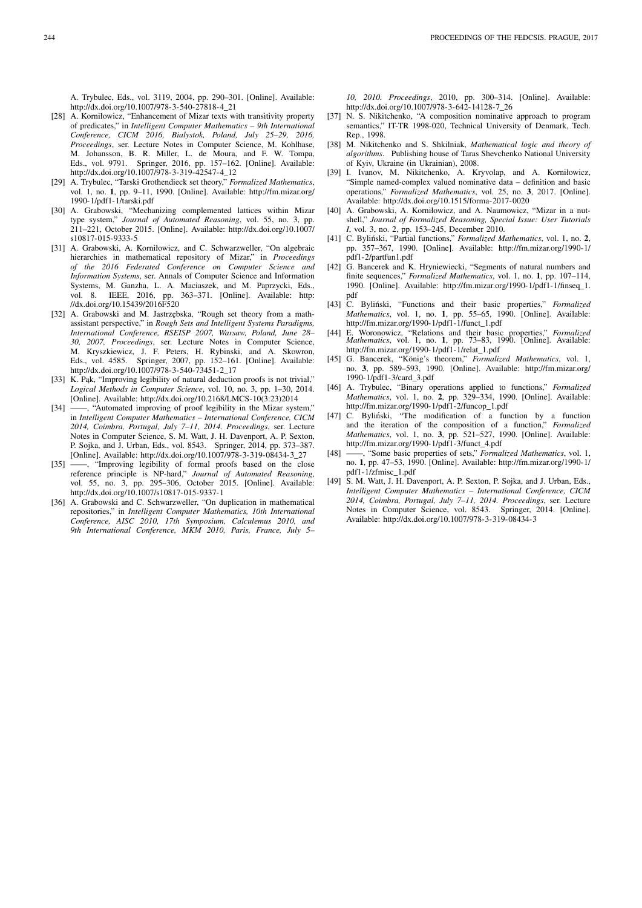A. Trybulec, Eds., vol. 3119, 2004, pp. 290–301. [Online]. Available: http://dx.doi.org/10.1007/978-3-540-27818-4_21

[28] A. Korniłowicz, "Enhancement of Mizar texts with transitivity property of predicates," in *Intelligent Computer Mathematics – 9th International Conference, CICM 2016, Bialystok, Poland, July 25–29, 2016, Proceedings*, ser. Lecture Notes in Computer Science, M. Kohlhase, M. Johansson, B. R. Miller, L. de Moura, and F. W. Tompa, Eds., vol. 9791. Springer, 2016, pp. 157–162. [Online]. Available: http://dx.doi.org/10.1007/978-3-319-42547-4_12

[29] A. Trybulec, "Tarski Grothendieck set theory," *Formalized Mathematics*, vol. 1, no. **1**, pp. 9–11, 1990. [Online]. Available: http://fm.mizar.org/1990-1/pdf1-1/tarski.pdf

[30] A. Grabowski, "Mechanizing complemented lattices within Mizar type system," *Journal of Automated Reasoning*, vol. 55, no. 3, pp. 211–221, October 2015. [Online]. Available: http://dx.doi.org/10.1007/s10817-015-9333-5

[31] A. Grabowski, A. Korniłowicz, and C. Schwarzweller, "On algebraic hierarchies in mathematical repository of Mizar," in *Proceedings of the 2016 Federated Conference on Computer Science and Information Systems*, ser. Annals of Computer Science and Information Systems, M. Ganzha, L. A. Maciaszek, and M. Paprzycki, Eds., vol. 8. IEEE, 2016, pp. 363–371. [Online]. Available: http://dx.doi.org/10.15439/2016F520

[32] A. Grabowski and M. Jastrzębska, "Rough set theory from a math-assistant perspective," in *Rough Sets and Intelligent Systems Paradigms, International Conference, RSEISP 2007, Warsaw, Poland, June 28–30, 2007, Proceedings*, ser. Lecture Notes in Computer Science, M. Kryszkiewicz, J. F. Peters, H. Rybinski, and A. Skowron, Eds., vol. 4585. Springer, 2007, pp. 152–161. [Online]. Available: http://dx.doi.org/10.1007/978-3-540-73451-2_17

[33] K. Pąk, "Improving legibility of natural deduction proofs is not trivial," *Logical Methods in Computer Science*, vol. 10, no. 3, pp. 1–30, 2014. [Online]. Available: http://dx.doi.org/10.2168/LMCS-10(3:23)2014

[34] ——, "Automated improving of proof legibility in the Mizar system," in *Intelligent Computer Mathematics – International Conference, CICM 2014, Coimbra, Portugal, July 7–11, 2014. Proceedings*, ser. Lecture Notes in Computer Science, S. M. Watt, J. H. Davenport, A. P. Sexton, P. Sojka, and J. Urban, Eds., vol. 8543. Springer, 2014, pp. 373–387. [Online]. Available: http://dx.doi.org/10.1007/978-3-319-08434-3_27

[35] ——, "Improving legibility of formal proofs based on the close reference principle is NP-hard," *Journal of Automated Reasoning*, vol. 55, no. 3, pp. 295–306, October 2015. [Online]. Available: http://dx.doi.org/10.1007/s10817-015-9337-1

[36] A. Grabowski and C. Schwarzweller, "On duplication in mathematical repositories," in *Intelligent Computer Mathematics, 10th International Conference, AISC 2010, 17th Symposium, Calculemus 2010, and 9th International Conference, MKM 2010, Paris, France, July 5–10, 2010. Proceedings*, 2010, pp. 300–314. [Online]. Available: http://dx.doi.org/10.1007/978-3-642-14128-7_26

[37] N. S. Nikitchenko, "A composition nominative approach to program semantics," IT-TR 1998-020, Technical University of Denmark, Tech. Rep., 1998.

[38] M. Nikitchenko and S. Shkilniak, *Mathematical logic and theory of algorithms*. Publishing house of Taras Shevchenko National University of Kyiv, Ukraine (in Ukrainian), 2008.

[39] I. Ivanov, M. Nikitchenko, A. Kryvolap, and A. Korniłowicz, "Simple named-complex valued nominative data – definition and basic operations," *Formalized Mathematics*, vol. 25, no. **3**, 2017. [Online]. Available: http://dx.doi.org/10.1515/forma-2017-0020

[40] A. Grabowski, A. Korniłowicz, and A. Naumowicz, "Mizar in a nutshell," *Journal of Formalized Reasoning, Special Issue: User Tutorials I*, vol. 3, no. 2, pp. 153–245, December 2010.

[41] C. Byliński, "Partial functions," *Formalized Mathematics*, vol. 1, no. **2**, pp. 357–367, 1990. [Online]. Available: http://fm.mizar.org/1990-1/pdf1-2/partfun1.pdf

[42] G. Bancerek and K. Hryniewiecki, "Segments of natural numbers and finite sequences," *Formalized Mathematics*, vol. 1, no. **1**, pp. 107–114, 1990. [Online]. Available: http://fm.mizar.org/1990-1/pdf1-1/finseq_1.pdf

[43] C. Byliński, "Functions and their basic properties," *Formalized Mathematics*, vol. 1, no. **1**, pp. 55–65, 1990. [Online]. Available: http://fm.mizar.org/1990-1/pdf1-1/funct_1.pdf

[44] E. Woronowicz, "Relations and their basic properties," *Formalized Mathematics*, vol. 1, no. **1**, pp. 73–83, 1990. [Online]. Available: http://fm.mizar.org/1990-1/pdf1-1/relat_1.pdf

[45] G. Bancerek, "König's theorem," *Formalized Mathematics*, vol. 1, no. **3**, pp. 589–593, 1990. [Online]. Available: http://fm.mizar.org/1990-1/pdf1-3/card_3.pdf

[46] A. Trybulec, "Binary operations applied to functions," *Formalized Mathematics*, vol. 1, no. **2**, pp. 329–334, 1990. [Online]. Available: http://fm.mizar.org/1990-1/pdf1-2/funcop_1.pdf

[47] C. Byliński, "The modification of a function by a function and the iteration of the composition of a function," *Formalized Mathematics*, vol. 1, no. **3**, pp. 521–527, 1990. [Online]. Available: http://fm.mizar.org/1990-1/pdf1-3/funct_4.pdf

[48] ——, "Some basic properties of sets," *Formalized Mathematics*, vol. 1, no. **1**, pp. 47–53, 1990. [Online]. Available: http://fm.mizar.org/1990-1/pdf1-1/zfmisc_1.pdf

[49] S. M. Watt, J. H. Davenport, A. P. Sexton, P. Sojka, and J. Urban, Eds., *Intelligent Computer Mathematics – International Conference, CICM 2014, Coimbra, Portugal, July 7–11, 2014. Proceedings*, ser. Lecture Notes in Computer Science, vol. 8543. Springer, 2014. [Online]. Available: http://dx.doi.org/10.1007/978-3-319-08434-3